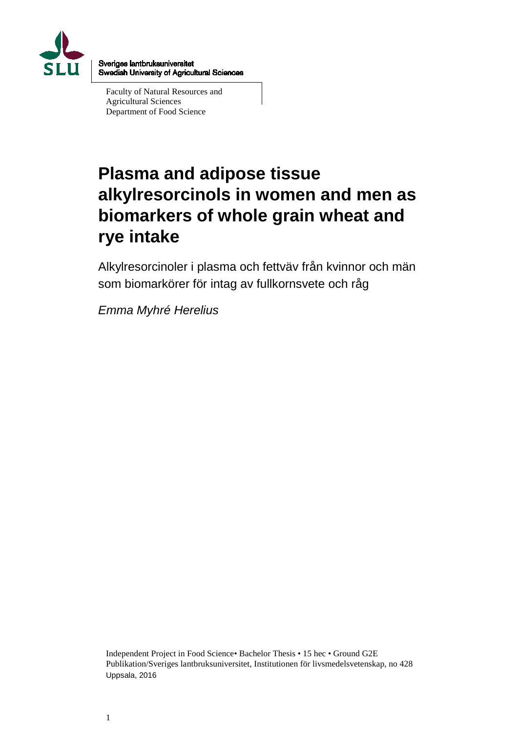Sveriges lantbruksuniversitet
Swedish University of Agricultural Sciences

Faculty of Natural Resources and
Agricultural Sciences
Department of Food Science

# Plasma and adipose tissue alkylresorcinols in women and men as biomarkers of whole grain wheat and rye intake

Alkylresorcinoler i plasma och fettväv från kvinnor och män som biomarkörer för intag av fullkornsvete och råg

*Emma Myhré Herelius*

Independent Project in Food Science• Bachelor Thesis • 15 hec • Ground G2E
Publikation/Sveriges lantbruksuniversitet, Institutionen för livsmedelsvetenskap, no 428
Uppsala, 2016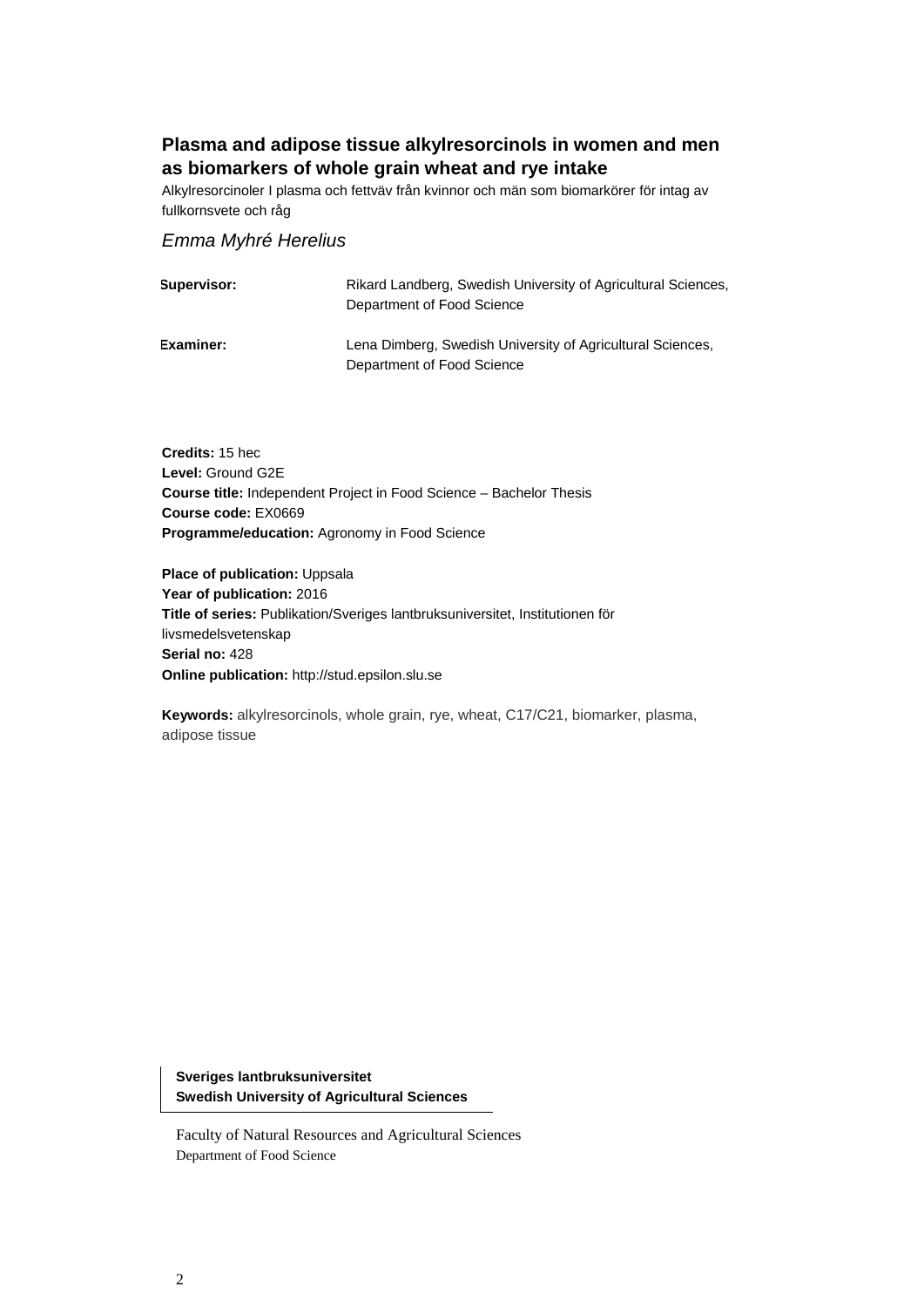# Plasma and adipose tissue alkylresorcinols in women and men as biomarkers of whole grain wheat and rye intake

Alkylresorcinoler I plasma och fettväv från kvinnor och män som biomarkörer för intag av fullkornsvete och råg

*Emma Myhré Herelius*

**Supervisor:** Rikard Landberg, Swedish University of Agricultural Sciences, Department of Food Science

**Examiner:** Lena Dimberg, Swedish University of Agricultural Sciences, Department of Food Science

**Credits:** 15 hec
**Level:** Ground G2E
**Course title:** Independent Project in Food Science – Bachelor Thesis
**Course code:** EX0669
**Programme/education:** Agronomy in Food Science

**Place of publication:** Uppsala
**Year of publication:** 2016
**Title of series:** Publikation/Sveriges lantbruksuniversitet, Institutionen för livsmedelsvetenskap
**Serial no:** 428
**Online publication:** http://stud.epsilon.slu.se

**Keywords:** alkylresorcinols, whole grain, rye, wheat, C17/C21, biomarker, plasma, adipose tissue

**Sveriges lantbruksuniversitet**
**Swedish University of Agricultural Sciences**

Faculty of Natural Resources and Agricultural Sciences
Department of Food Science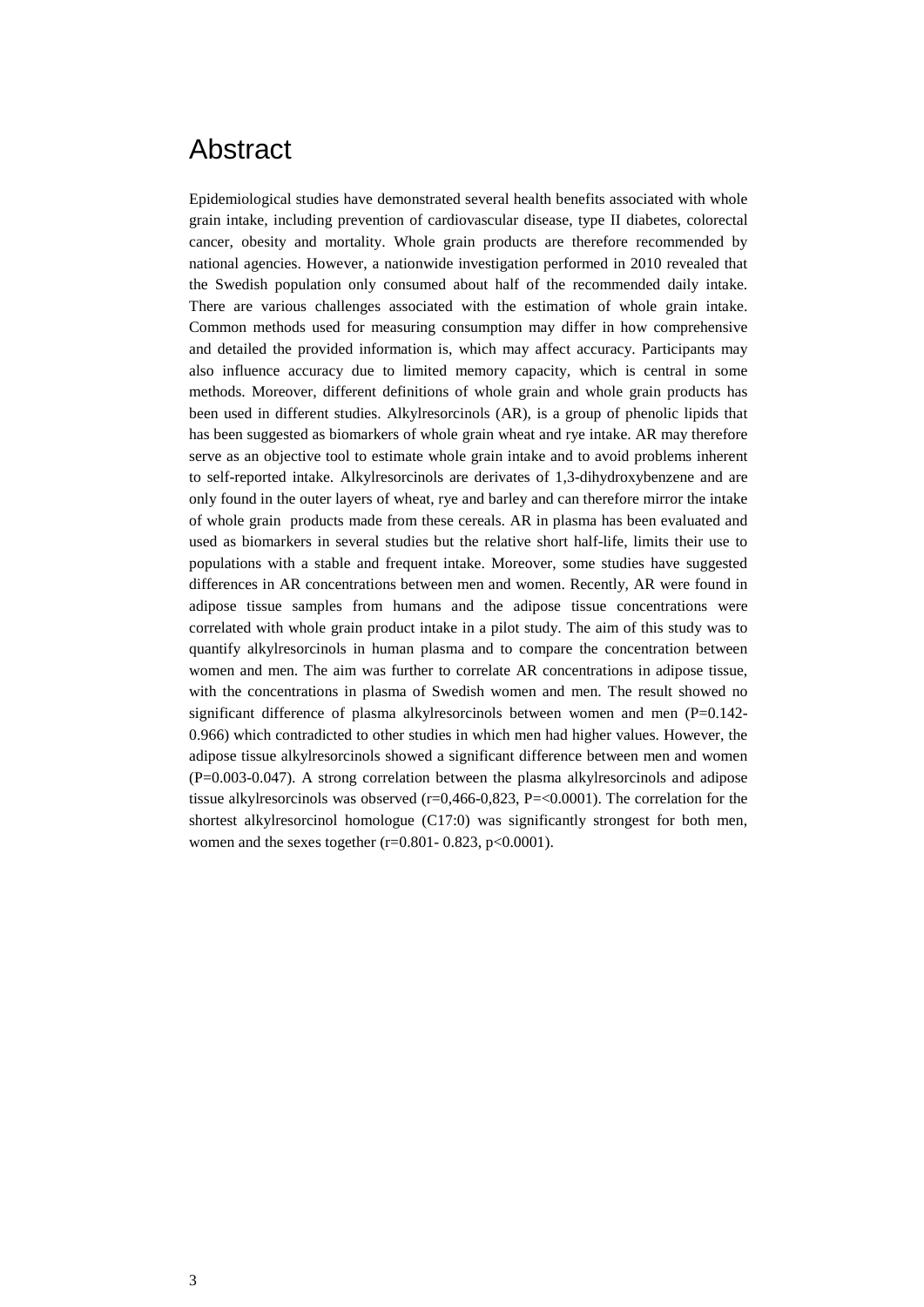# Abstract

Epidemiological studies have demonstrated several health benefits associated with whole grain intake, including prevention of cardiovascular disease, type II diabetes, colorectal cancer, obesity and mortality. Whole grain products are therefore recommended by national agencies. However, a nationwide investigation performed in 2010 revealed that the Swedish population only consumed about half of the recommended daily intake. There are various challenges associated with the estimation of whole grain intake. Common methods used for measuring consumption may differ in how comprehensive and detailed the provided information is, which may affect accuracy. Participants may also influence accuracy due to limited memory capacity, which is central in some methods. Moreover, different definitions of whole grain and whole grain products has been used in different studies. Alkylresorcinols (AR), is a group of phenolic lipids that has been suggested as biomarkers of whole grain wheat and rye intake. AR may therefore serve as an objective tool to estimate whole grain intake and to avoid problems inherent to self-reported intake. Alkylresorcinols are derivates of 1,3-dihydroxybenzene and are only found in the outer layers of wheat, rye and barley and can therefore mirror the intake of whole grain products made from these cereals. AR in plasma has been evaluated and used as biomarkers in several studies but the relative short half-life, limits their use to populations with a stable and frequent intake. Moreover, some studies have suggested differences in AR concentrations between men and women. Recently, AR were found in adipose tissue samples from humans and the adipose tissue concentrations were correlated with whole grain product intake in a pilot study. The aim of this study was to quantify alkylresorcinols in human plasma and to compare the concentration between women and men. The aim was further to correlate AR concentrations in adipose tissue, with the concentrations in plasma of Swedish women and men. The result showed no significant difference of plasma alkylresorcinols between women and men ($P$=0.142-0.966) which contradicted to other studies in which men had higher values. However, the adipose tissue alkylresorcinols showed a significant difference between men and women ($P$=0.003-0.047). A strong correlation between the plasma alkylresorcinols and adipose tissue alkylresorcinols was observed ($r$=0,466-0,823, $P$=<0.0001). The correlation for the shortest alkylresorcinol homologue (C17:0) was significantly strongest for both men, women and the sexes together ($r$=0.801- 0.823, $p<0.0001$).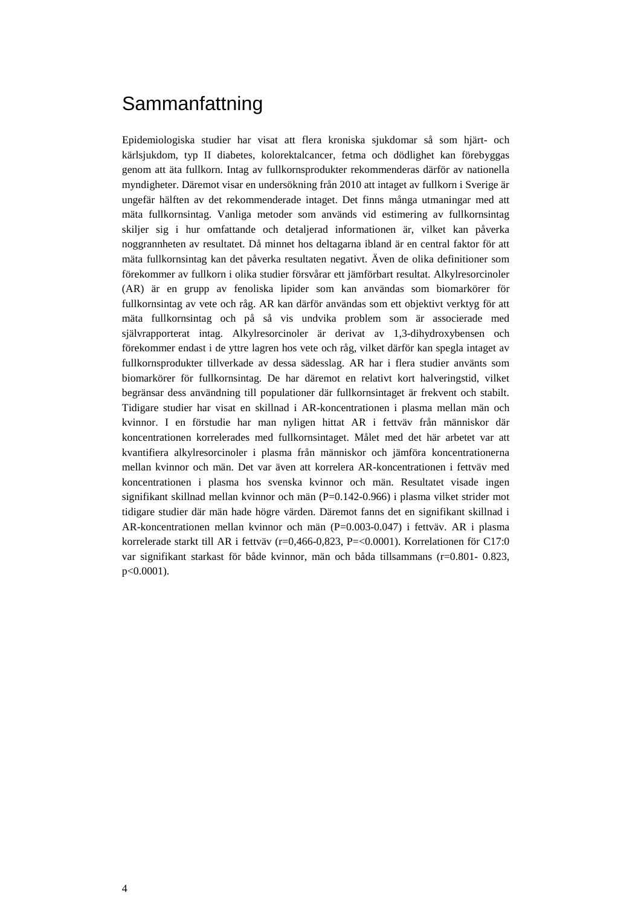# Sammanfattning

Epidemiologiska studier har visat att flera kroniska sjukdomar så som hjärt- och kärlsjukdom, typ II diabetes, kolorektalcancer, fetma och dödlighet kan förebyggas genom att äta fullkorn. Intag av fullkornsprodukter rekommenderas därför av nationella myndigheter. Däremot visar en undersökning från 2010 att intaget av fullkorn i Sverige är ungefär hälften av det rekommenderade intaget. Det finns många utmaningar med att mäta fullkornsintag. Vanliga metoder som används vid estimering av fullkornsintag skiljer sig i hur omfattande och detaljerad informationen är, vilket kan påverka noggrannheten av resultatet. Då minnet hos deltagarna ibland är en central faktor för att mäta fullkornsintag kan det påverka resultaten negativt. Även de olika definitioner som förekommer av fullkorn i olika studier försvårar ett jämförbart resultat. Alkylresorcinoler (AR) är en grupp av fenoliska lipider som kan användas som biomarkörer för fullkornsintag av vete och råg. AR kan därför användas som ett objektivt verktyg för att mäta fullkornsintag och på så vis undvika problem som är associerade med självrapporterat intag. Alkylresorcinoler är derivat av 1,3-dihydroxybensen och förekommer endast i de yttre lagren hos vete och råg, vilket därför kan spegla intaget av fullkornsprodukter tillverkade av dessa sädesslag. AR har i flera studier använts som biomarkörer för fullkornsintag. De har däremot en relativt kort halveringstid, vilket begränsar dess användning till populationer där fullkornsintaget är frekvent och stabilt. Tidigare studier har visat en skillnad i AR-koncentrationen i plasma mellan män och kvinnor. I en förstudie har man nyligen hittat AR i fettväv från människor där koncentrationen korrelerades med fullkornsintaget. Målet med det här arbetet var att kvantifiera alkylresorcinoler i plasma från människor och jämföra koncentrationerna mellan kvinnor och män. Det var även att korrelera AR-koncentrationen i fettväv med koncentrationen i plasma hos svenska kvinnor och män. Resultatet visade ingen signifikant skillnad mellan kvinnor och män (P=0.142-0.966) i plasma vilket strider mot tidigare studier där män hade högre värden. Däremot fanns det en signifikant skillnad i AR-koncentrationen mellan kvinnor och män (P=0.003-0.047) i fettväv. AR i plasma korrelerade starkt till AR i fettväv (r=0,466-0,823, P=<0.0001). Korrelationen för C17:0 var signifikant starkast för både kvinnor, män och båda tillsammans (r=0.801- 0.823, p<0.0001).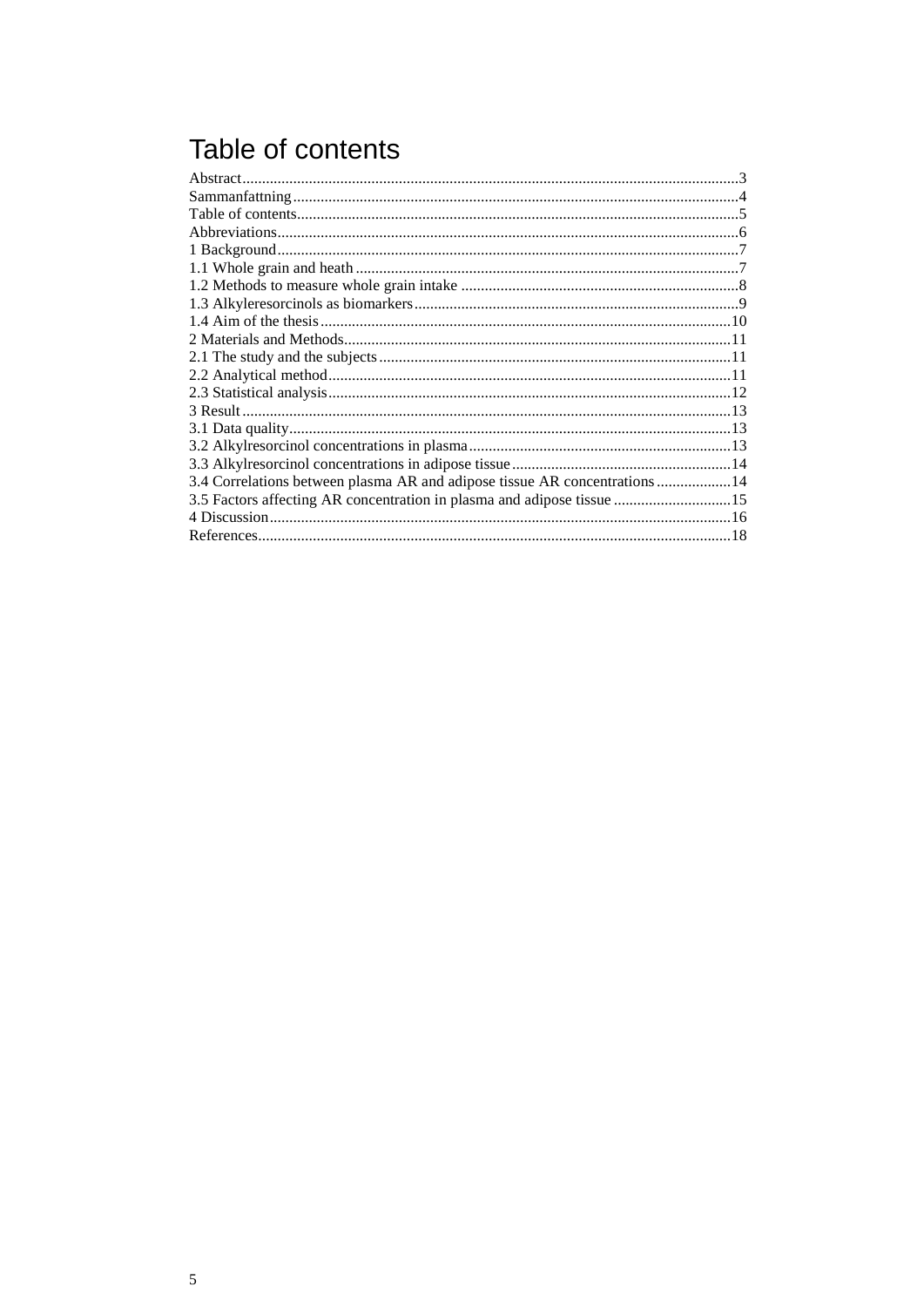# Table of contents

Abstract.....3
Sammanfattning.....4
Table of contents.....5
Abbreviations.....6
1 Background.....7
1.1 Whole grain and heath.....7
1.2 Methods to measure whole grain intake.....8
1.3 Alkyleresorcinols as biomarkers.....9
1.4 Aim of the thesis.....10
2 Materials and Methods.....11
2.1 The study and the subjects.....11
2.2 Analytical method.....11
2.3 Statistical analysis.....12
3 Result.....13
3.1 Data quality.....13
3.2 Alkylresorcinol concentrations in plasma.....13
3.3 Alkylresorcinol concentrations in adipose tissue.....14
3.4 Correlations between plasma AR and adipose tissue AR concentrations.....14
3.5 Factors affecting AR concentration in plasma and adipose tissue.....15
4 Discussion.....16
References.....18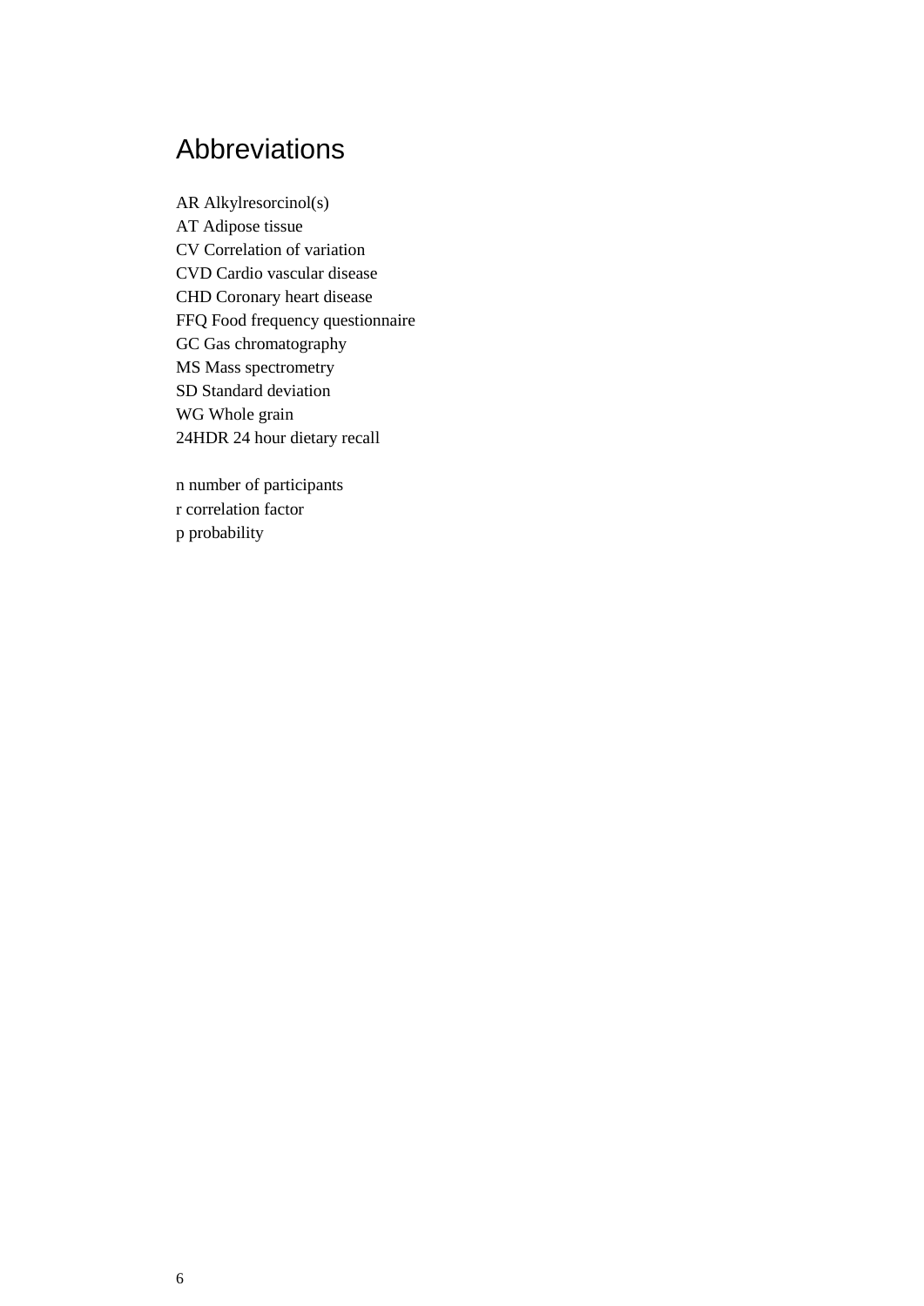# Abbreviations

AR Alkylresorcinol(s)
AT Adipose tissue
CV Correlation of variation
CVD Cardio vascular disease
CHD Coronary heart disease
FFQ Food frequency questionnaire
GC Gas chromatography
MS Mass spectrometry
SD Standard deviation
WG Whole grain
24HDR 24 hour dietary recall

n number of participants
r correlation factor
p probability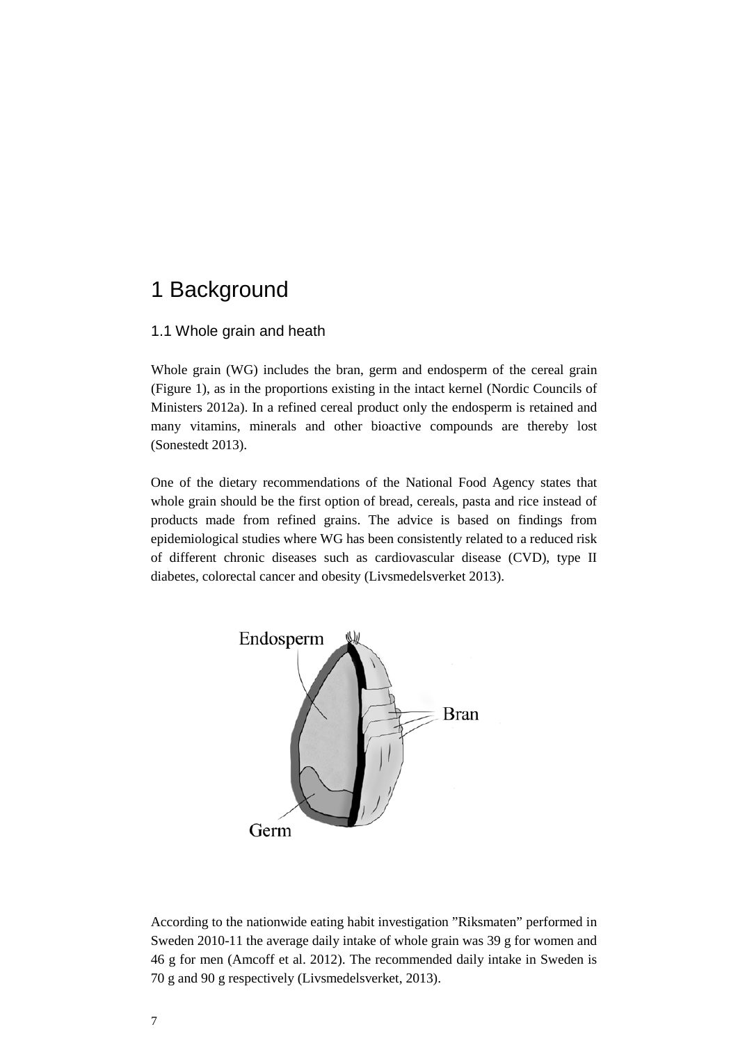# 1 Background

## 1.1 Whole grain and heath

Whole grain (WG) includes the bran, germ and endosperm of the cereal grain (Figure 1), as in the proportions existing in the intact kernel (Nordic Councils of Ministers 2012a). In a refined cereal product only the endosperm is retained and many vitamins, minerals and other bioactive compounds are thereby lost (Sonestedt 2013).

One of the dietary recommendations of the National Food Agency states that whole grain should be the first option of bread, cereals, pasta and rice instead of products made from refined grains. The advice is based on findings from epidemiological studies where WG has been consistently related to a reduced risk of different chronic diseases such as cardiovascular disease (CVD), type II diabetes, colorectal cancer and obesity (Livsmedelsverket 2013).

According to the nationwide eating habit investigation ”Riksmaten” performed in Sweden 2010-11 the average daily intake of whole grain was 39 g for women and 46 g for men (Amcoff et al. 2012). The recommended daily intake in Sweden is 70 g and 90 g respectively (Livsmedelsverket, 2013).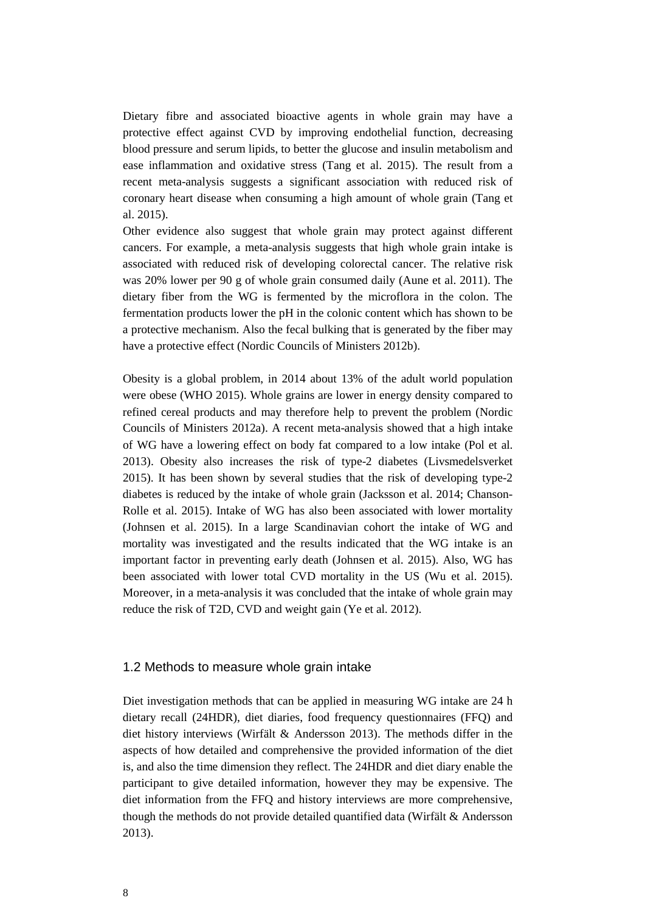Dietary fibre and associated bioactive agents in whole grain may have a protective effect against CVD by improving endothelial function, decreasing blood pressure and serum lipids, to better the glucose and insulin metabolism and ease inflammation and oxidative stress (Tang et al. 2015). The result from a recent meta-analysis suggests a significant association with reduced risk of coronary heart disease when consuming a high amount of whole grain (Tang et al. 2015).
Other evidence also suggest that whole grain may protect against different cancers. For example, a meta-analysis suggests that high whole grain intake is associated with reduced risk of developing colorectal cancer. The relative risk was 20% lower per 90 g of whole grain consumed daily (Aune et al. 2011). The dietary fiber from the WG is fermented by the microflora in the colon. The fermentation products lower the pH in the colonic content which has shown to be a protective mechanism. Also the fecal bulking that is generated by the fiber may have a protective effect (Nordic Councils of Ministers 2012b).

Obesity is a global problem, in 2014 about 13% of the adult world population were obese (WHO 2015). Whole grains are lower in energy density compared to refined cereal products and may therefore help to prevent the problem (Nordic Councils of Ministers 2012a). A recent meta-analysis showed that a high intake of WG have a lowering effect on body fat compared to a low intake (Pol et al. 2013). Obesity also increases the risk of type-2 diabetes (Livsmedelsverket 2015). It has been shown by several studies that the risk of developing type-2 diabetes is reduced by the intake of whole grain (Jacksson et al. 2014; Chanson-Rolle et al. 2015). Intake of WG has also been associated with lower mortality (Johnsen et al. 2015). In a large Scandinavian cohort the intake of WG and mortality was investigated and the results indicated that the WG intake is an important factor in preventing early death (Johnsen et al. 2015). Also, WG has been associated with lower total CVD mortality in the US (Wu et al. 2015). Moreover, in a meta-analysis it was concluded that the intake of whole grain may reduce the risk of T2D, CVD and weight gain (Ye et al. 2012).

## 1.2 Methods to measure whole grain intake

Diet investigation methods that can be applied in measuring WG intake are 24 h dietary recall (24HDR), diet diaries, food frequency questionnaires (FFQ) and diet history interviews (Wirfält & Andersson 2013). The methods differ in the aspects of how detailed and comprehensive the provided information of the diet is, and also the time dimension they reflect. The 24HDR and diet diary enable the participant to give detailed information, however they may be expensive. The diet information from the FFQ and history interviews are more comprehensive, though the methods do not provide detailed quantified data (Wirfält & Andersson 2013).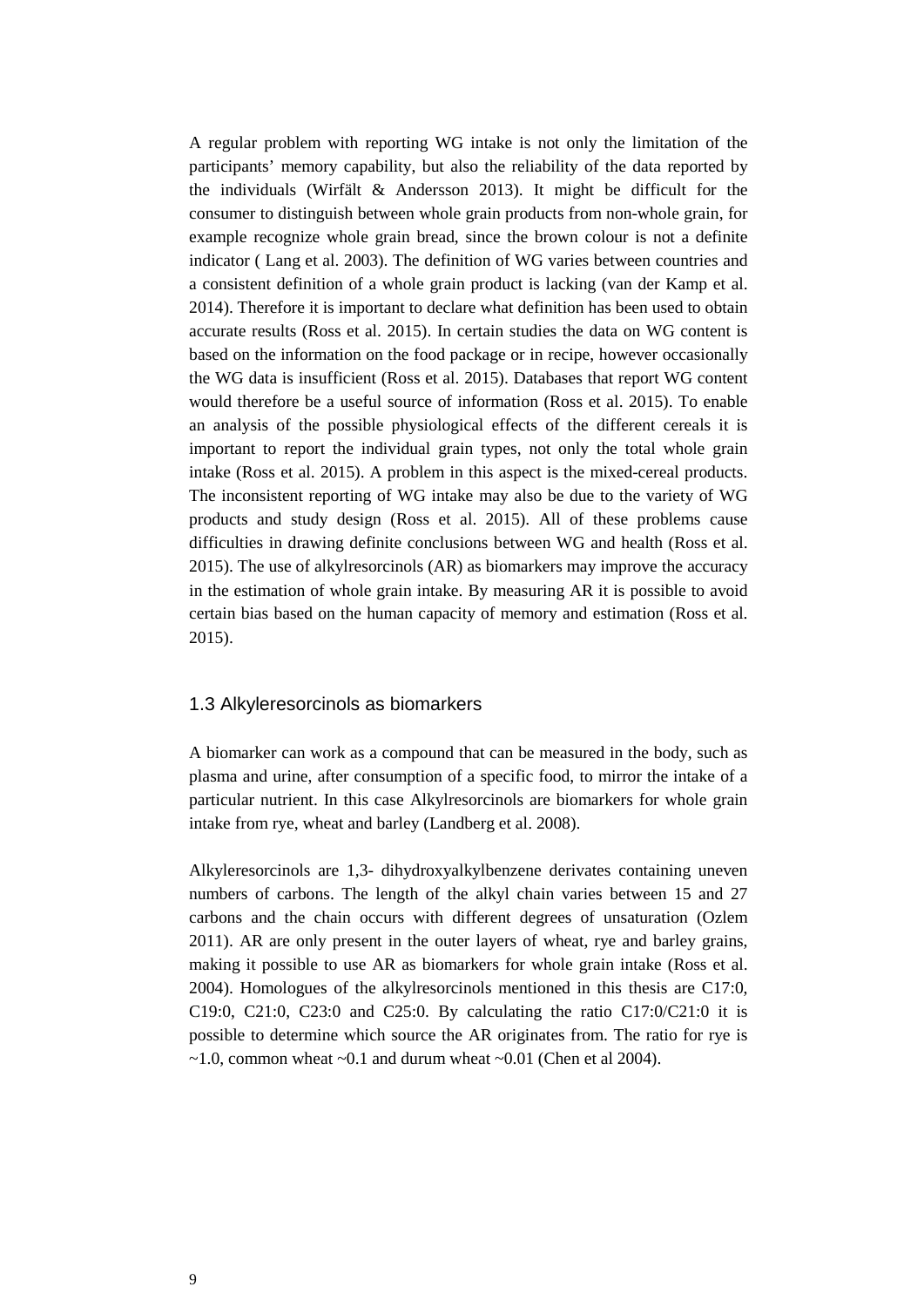A regular problem with reporting WG intake is not only the limitation of the participants' memory capability, but also the reliability of the data reported by the individuals (Wirfält & Andersson 2013). It might be difficult for the consumer to distinguish between whole grain products from non-whole grain, for example recognize whole grain bread, since the brown colour is not a definite indicator ( Lang et al. 2003). The definition of WG varies between countries and a consistent definition of a whole grain product is lacking (van der Kamp et al. 2014). Therefore it is important to declare what definition has been used to obtain accurate results (Ross et al. 2015). In certain studies the data on WG content is based on the information on the food package or in recipe, however occasionally the WG data is insufficient (Ross et al. 2015). Databases that report WG content would therefore be a useful source of information (Ross et al. 2015). To enable an analysis of the possible physiological effects of the different cereals it is important to report the individual grain types, not only the total whole grain intake (Ross et al. 2015). A problem in this aspect is the mixed-cereal products. The inconsistent reporting of WG intake may also be due to the variety of WG products and study design (Ross et al. 2015). All of these problems cause difficulties in drawing definite conclusions between WG and health (Ross et al. 2015). The use of alkylresorcinols (AR) as biomarkers may improve the accuracy in the estimation of whole grain intake. By measuring AR it is possible to avoid certain bias based on the human capacity of memory and estimation (Ross et al. 2015).

### 1.3 Alkyleresorcinols as biomarkers

A biomarker can work as a compound that can be measured in the body, such as plasma and urine, after consumption of a specific food, to mirror the intake of a particular nutrient. In this case Alkylresorcinols are biomarkers for whole grain intake from rye, wheat and barley (Landberg et al. 2008).

Alkyleresorcinols are 1,3- dihydroxyalkylbenzene derivates containing uneven numbers of carbons. The length of the alkyl chain varies between 15 and 27 carbons and the chain occurs with different degrees of unsaturation (Ozlem 2011). AR are only present in the outer layers of wheat, rye and barley grains, making it possible to use AR as biomarkers for whole grain intake (Ross et al. 2004). Homologues of the alkylresorcinols mentioned in this thesis are C17:0, C19:0, C21:0, C23:0 and C25:0. By calculating the ratio C17:0/C21:0 it is possible to determine which source the AR originates from. The ratio for rye is ~1.0, common wheat ~0.1 and durum wheat ~0.01 (Chen et al 2004).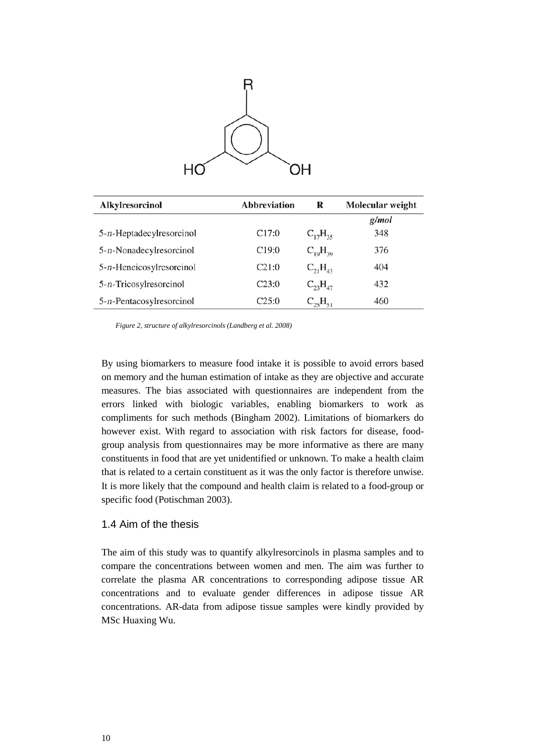| Alkylresorcinol | Abbreviation | R | Molecular weight |
| --- | --- | --- | --- |
| | | | *g/mol* |
| 5-*n*-Heptadecylresorcinol | C17:0 | $C_{17}H_{35}$ | 348 |
| 5-*n*-Nonadecylresorcinol | C19:0 | $C_{19}H_{39}$ | 376 |
| 5-*n*-Heneicosylresorcinol | C21:0 | $C_{21}H_{43}$ | 404 |
| 5-*n*-Tricosylresorcinol | C23:0 | $C_{23}H_{47}$ | 432 |
| 5-*n*-Pentacosylresorcinol | C25:0 | $C_{25}H_{51}$ | 460 |

*Figure 2, structure of alkylresorcinols (Landberg et al. 2008)*

By using biomarkers to measure food intake it is possible to avoid errors based on memory and the human estimation of intake as they are objective and accurate measures. The bias associated with questionnaires are independent from the errors linked with biologic variables, enabling biomarkers to work as compliments for such methods (Bingham 2002). Limitations of biomarkers do however exist. With regard to association with risk factors for disease, food-group analysis from questionnaires may be more informative as there are many constituents in food that are yet unidentified or unknown. To make a health claim that is related to a certain constituent as it was the only factor is therefore unwise. It is more likely that the compound and health claim is related to a food-group or specific food (Potischman 2003).

## 1.4 Aim of the thesis

The aim of this study was to quantify alkylresorcinols in plasma samples and to compare the concentrations between women and men. The aim was further to correlate the plasma AR concentrations to corresponding adipose tissue AR concentrations and to evaluate gender differences in adipose tissue AR concentrations. AR-data from adipose tissue samples were kindly provided by MSc Huaxing Wu.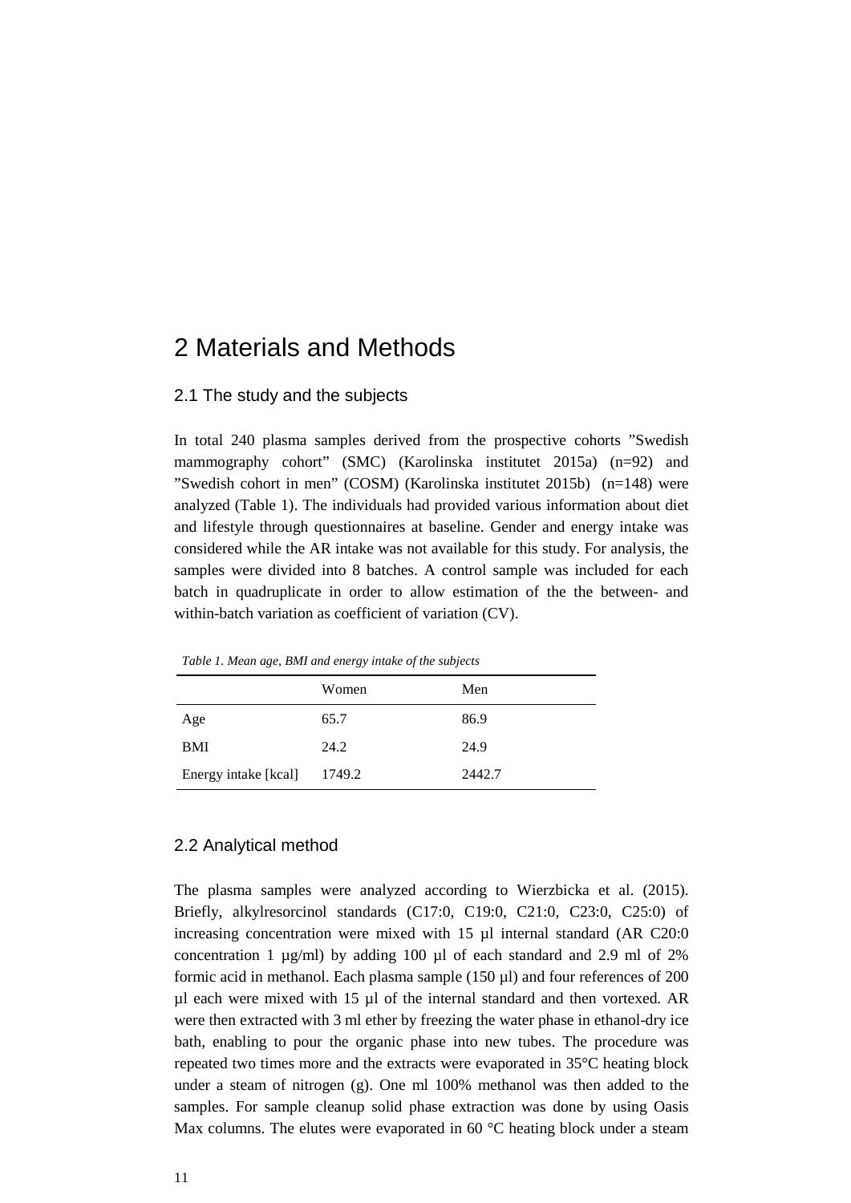# 2 Materials and Methods

## 2.1 The study and the subjects

In total 240 plasma samples derived from the prospective cohorts ”Swedish mammography cohort” (SMC) (Karolinska institutet 2015a) (n=92) and ”Swedish cohort in men” (COSM) (Karolinska institutet 2015b) (n=148) were analyzed (Table 1). The individuals had provided various information about diet and lifestyle through questionnaires at baseline. Gender and energy intake was considered while the AR intake was not available for this study. For analysis, the samples were divided into 8 batches. A control sample was included for each batch in quadruplicate in order to allow estimation of the the between- and within-batch variation as coefficient of variation (CV).

*Table 1. Mean age, BMI and energy intake of the subjects*

| | Women | Men |
|---|---|---|
| Age | 65.7 | 86.9 |
| BMI | 24.2 | 24.9 |
| Energy intake [kcal] | 1749.2 | 2442.7 |

## 2.2 Analytical method

The plasma samples were analyzed according to Wierzbicka et al. (2015). Briefly, alkylresorcinol standards (C17:0, C19:0, C21:0, C23:0, C25:0) of increasing concentration were mixed with 15 µl internal standard (AR C20:0 concentration 1 µg/ml) by adding 100 µl of each standard and 2.9 ml of 2% formic acid in methanol. Each plasma sample (150 µl) and four references of 200 µl each were mixed with 15 µl of the internal standard and then vortexed. AR were then extracted with 3 ml ether by freezing the water phase in ethanol-dry ice bath, enabling to pour the organic phase into new tubes. The procedure was repeated two times more and the extracts were evaporated in 35°C heating block under a steam of nitrogen (g). One ml 100% methanol was then added to the samples. For sample cleanup solid phase extraction was done by using Oasis Max columns. The elutes were evaporated in 60 °C heating block under a steam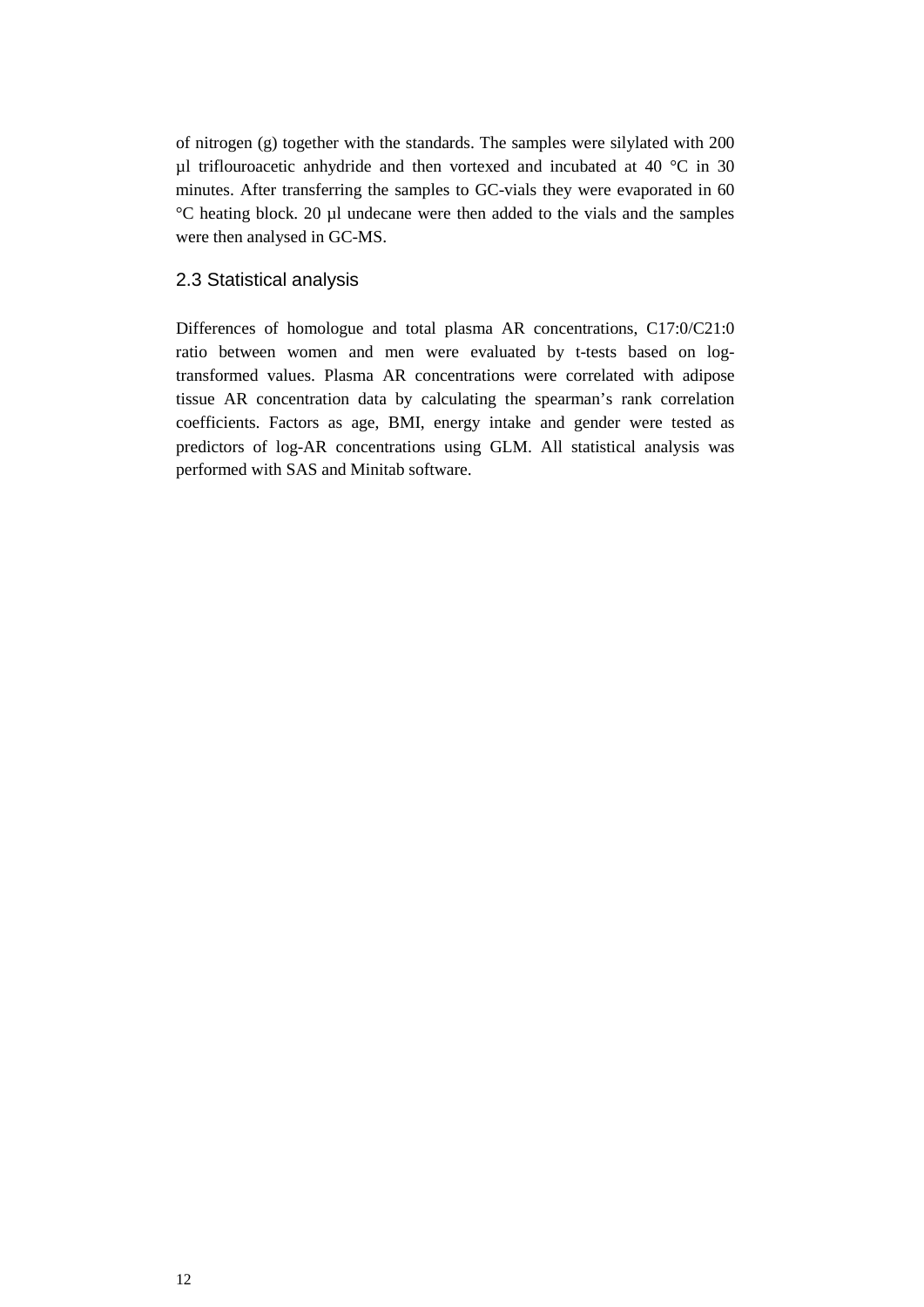of nitrogen (g) together with the standards. The samples were silylated with 200 µl triflouroacetic anhydride and then vortexed and incubated at 40 °C in 30 minutes. After transferring the samples to GC-vials they were evaporated in 60 °C heating block. 20 µl undecane were then added to the vials and the samples were then analysed in GC-MS.

## 2.3 Statistical analysis

Differences of homologue and total plasma AR concentrations, C17:0/C21:0 ratio between women and men were evaluated by t-tests based on log-transformed values. Plasma AR concentrations were correlated with adipose tissue AR concentration data by calculating the spearman's rank correlation coefficients. Factors as age, BMI, energy intake and gender were tested as predictors of log-AR concentrations using GLM. All statistical analysis was performed with SAS and Minitab software.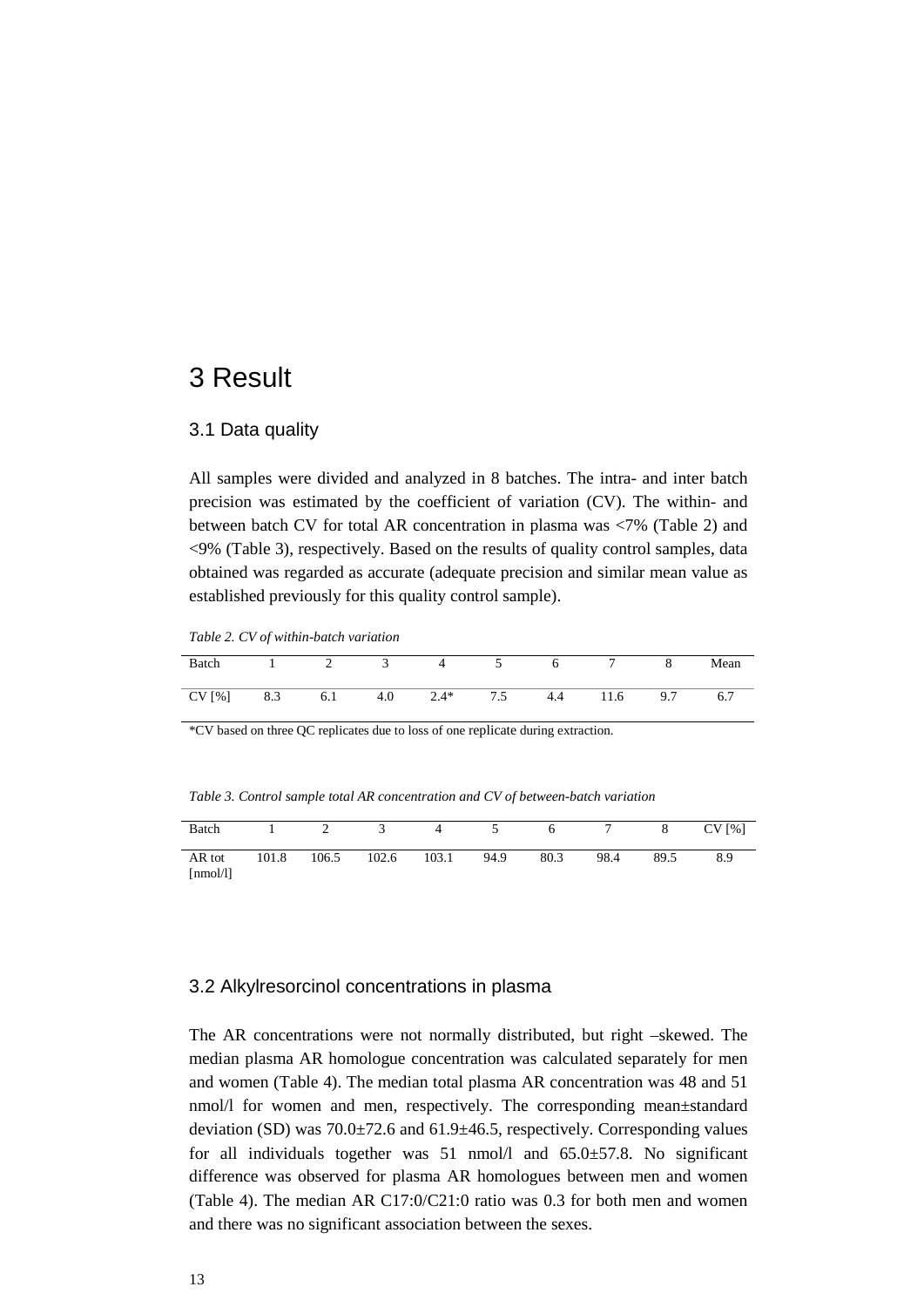# 3 Result

## 3.1 Data quality

All samples were divided and analyzed in 8 batches. The intra- and inter batch precision was estimated by the coefficient of variation (CV). The within- and between batch CV for total AR concentration in plasma was <7% (Table 2) and <9% (Table 3), respectively. Based on the results of quality control samples, data obtained was regarded as accurate (adequate precision and similar mean value as established previously for this quality control sample).

*Table 2. CV of within-batch variation*

| Batch | 1 | 2 | 3 | 4 | 5 | 6 | 7 | 8 | Mean |
|---|---|---|---|---|---|---|---|---|---|
| CV [%] | 8.3 | 6.1 | 4.0 | 2.4* | 7.5 | 4.4 | 11.6 | 9.7 | 6.7 |

*CV based on three QC replicates due to loss of one replicate during extraction.

*Table 3. Control sample total AR concentration and CV of between-batch variation*

| Batch | 1 | 2 | 3 | 4 | 5 | 6 | 7 | 8 | CV [%] |
|---|---|---|---|---|---|---|---|---|---|
| AR tot [nmol/l] | 101.8 | 106.5 | 102.6 | 103.1 | 94.9 | 80.3 | 98.4 | 89.5 | 8.9 |

## 3.2 Alkylresorcinol concentrations in plasma

The AR concentrations were not normally distributed, but right –skewed. The median plasma AR homologue concentration was calculated separately for men and women (Table 4). The median total plasma AR concentration was 48 and 51 nmol/l for women and men, respectively. The corresponding mean±standard deviation (SD) was 70.0±72.6 and 61.9±46.5, respectively. Corresponding values for all individuals together was 51 nmol/l and 65.0±57.8. No significant difference was observed for plasma AR homologues between men and women (Table 4). The median AR C17:0/C21:0 ratio was 0.3 for both men and women and there was no significant association between the sexes.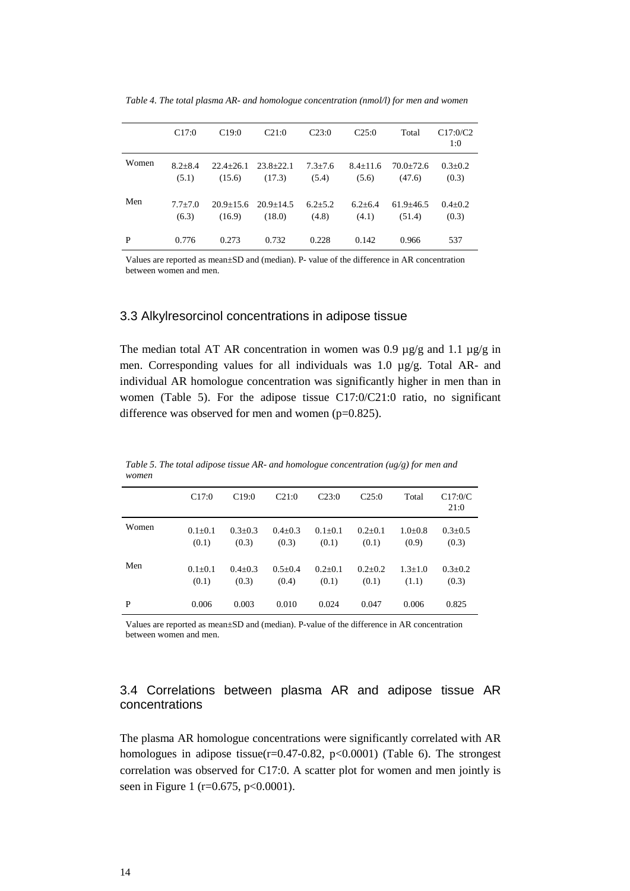*Table 4. The total plasma AR- and homologue concentration (nmol/l) for men and women*

| | C17:0 | C19:0 | C21:0 | C23:0 | C25:0 | Total | C17:0/C21:0 |
|---|---|---|---|---|---|---|---|
| Women | 8.2±8.4 (5.1) | 22.4±26.1 (15.6) | 23.8±22.1 (17.3) | 7.3±7.6 (5.4) | 8.4±11.6 (5.6) | 70.0±72.6 (47.6) | 0.3±0.2 (0.3) |
| Men | 7.7±7.0 (6.3) | 20.9±15.6 (16.9) | 20.9±14.5 (18.0) | 6.2±5.2 (4.8) | 6.2±6.4 (4.1) | 61.9±46.5 (51.4) | 0.4±0.2 (0.3) |
| P | 0.776 | 0.273 | 0.732 | 0.228 | 0.142 | 0.966 | 537 |

Values are reported as mean±SD and (median). P- value of the difference in AR concentration between women and men.

### 3.3 Alkylresorcinol concentrations in adipose tissue

The median total AT AR concentration in women was 0.9 µg/g and 1.1 µg/g in men. Corresponding values for all individuals was 1.0 µg/g. Total AR- and individual AR homologue concentration was significantly higher in men than in women (Table 5). For the adipose tissue C17:0/C21:0 ratio, no significant difference was observed for men and women (p=0.825).

*Table 5. The total adipose tissue AR- and homologue concentration (ug/g) for men and women*

| | C17:0 | C19:0 | C21:0 | C23:0 | C25:0 | Total | C17:0/C21:0 |
|---|---|---|---|---|---|---|---|
| Women | 0.1±0.1 (0.1) | 0.3±0.3 (0.3) | 0.4±0.3 (0.3) | 0.1±0.1 (0.1) | 0.2±0.1 (0.1) | 1.0±0.8 (0.9) | 0.3±0.5 (0.3) |
| Men | 0.1±0.1 (0.1) | 0.4±0.3 (0.3) | 0.5±0.4 (0.4) | 0.2±0.1 (0.1) | 0.2±0.2 (0.1) | 1.3±1.0 (1.1) | 0.3±0.2 (0.3) |
| P | 0.006 | 0.003 | 0.010 | 0.024 | 0.047 | 0.006 | 0.825 |

Values are reported as mean±SD and (median). P-value of the difference in AR concentration between women and men.

### 3.4 Correlations between plasma AR and adipose tissue AR concentrations

The plasma AR homologue concentrations were significantly correlated with AR homologues in adipose tissue(r=0.47-0.82, p<0.0001) (Table 6). The strongest correlation was observed for C17:0. A scatter plot for women and men jointly is seen in Figure 1 (r=0.675, p<0.0001).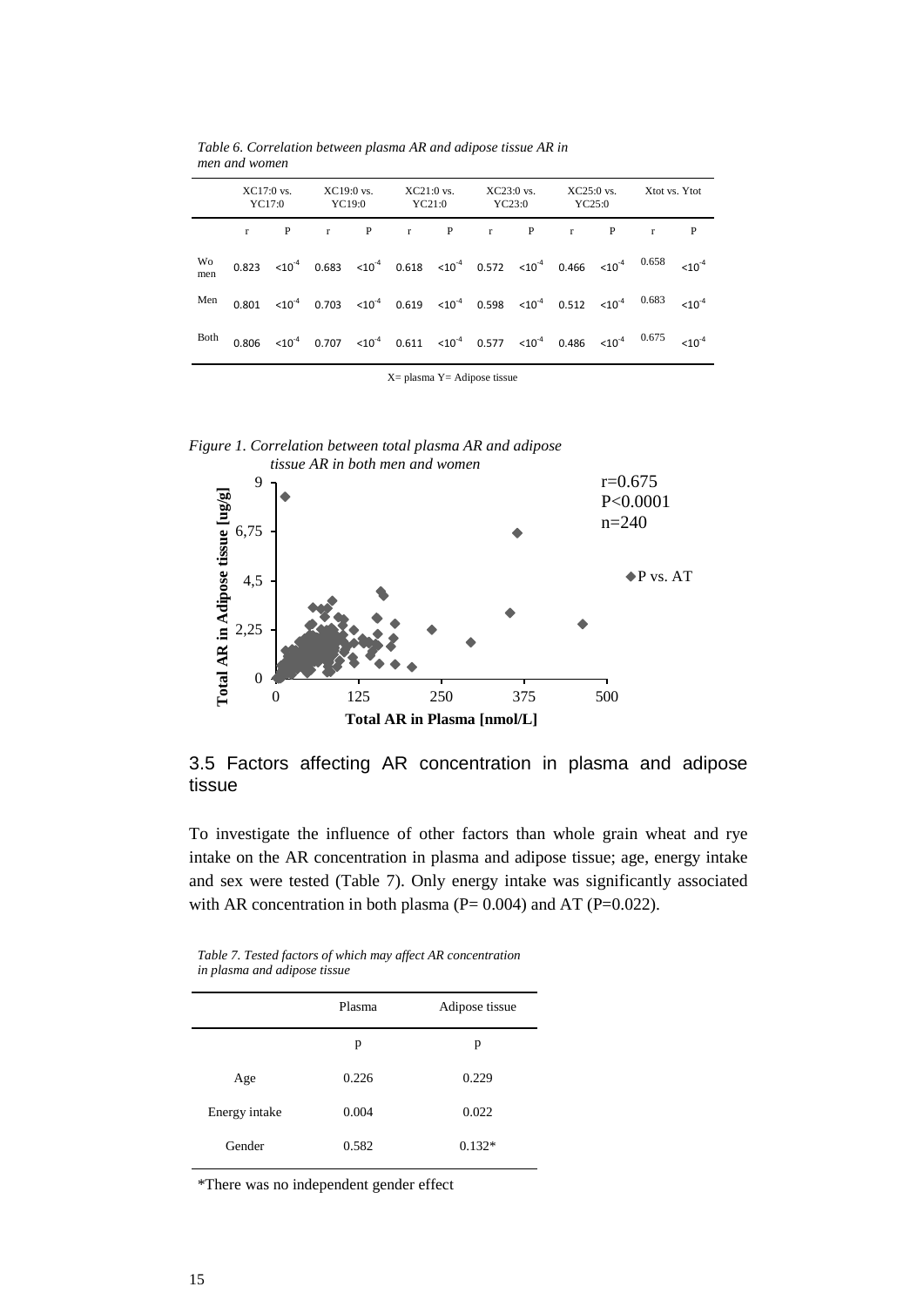*Table 6. Correlation between plasma AR and adipose tissue AR in men and women*

| | XC17:0 vs. YC17:0 | | XC19:0 vs. YC19:0 | | XC21:0 vs. YC21:0 | | XC23:0 vs. YC23:0 | | XC25:0 vs. YC25:0 | | Xtot vs. Ytot | |
|---|---|---|---|---|---|---|---|---|---|---|---|---|
| | r | P | r | P | r | P | r | P | r | P | r | P |
| Women | 0.823 | $<10^{-4}$ | 0.683 | $<10^{-4}$ | 0.618 | $<10^{-4}$ | 0.572 | $<10^{-4}$ | 0.466 | $<10^{-4}$ | 0.658 | $<10^{-4}$ |
| Men | 0.801 | $<10^{-4}$ | 0.703 | $<10^{-4}$ | 0.619 | $<10^{-4}$ | 0.598 | $<10^{-4}$ | 0.512 | $<10^{-4}$ | 0.683 | $<10^{-4}$ |
| Both | 0.806 | $<10^{-4}$ | 0.707 | $<10^{-4}$ | 0.611 | $<10^{-4}$ | 0.577 | $<10^{-4}$ | 0.486 | $<10^{-4}$ | 0.675 | $<10^{-4}$ |

X= plasma Y= Adipose tissue

*Figure 1. Correlation between total plasma AR and adipose tissue AR in both men and women*

## 3.5 Factors affecting AR concentration in plasma and adipose tissue

To investigate the influence of other factors than whole grain wheat and rye intake on the AR concentration in plasma and adipose tissue; age, energy intake and sex were tested (Table 7). Only energy intake was significantly associated with AR concentration in both plasma (P= 0.004) and AT (P=0.022).

*Table 7. Tested factors of which may affect AR concentration in plasma and adipose tissue*

| | Plasma | Adipose tissue |
|---|---|---|
| | p | p |
| Age | 0.226 | 0.229 |
| Energy intake | 0.004 | 0.022 |
| Gender | 0.582 | 0.132* |

*There was no independent gender effect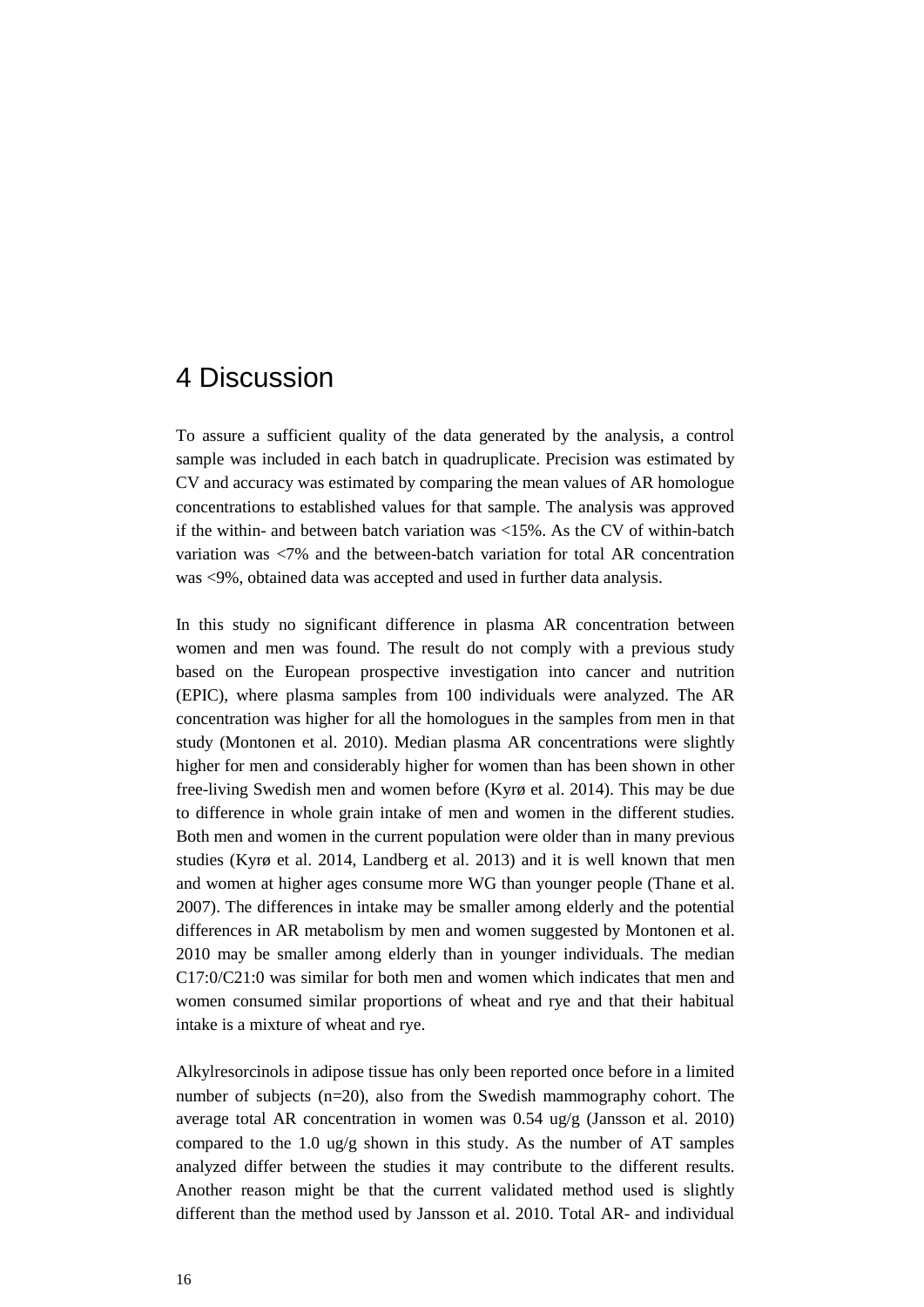# 4 Discussion

To assure a sufficient quality of the data generated by the analysis, a control sample was included in each batch in quadruplicate. Precision was estimated by CV and accuracy was estimated by comparing the mean values of AR homologue concentrations to established values for that sample. The analysis was approved if the within- and between batch variation was <15%. As the CV of within-batch variation was <7% and the between-batch variation for total AR concentration was <9%, obtained data was accepted and used in further data analysis.

In this study no significant difference in plasma AR concentration between women and men was found. The result do not comply with a previous study based on the European prospective investigation into cancer and nutrition (EPIC), where plasma samples from 100 individuals were analyzed. The AR concentration was higher for all the homologues in the samples from men in that study (Montonen et al. 2010). Median plasma AR concentrations were slightly higher for men and considerably higher for women than has been shown in other free-living Swedish men and women before (Kyrø et al. 2014). This may be due to difference in whole grain intake of men and women in the different studies. Both men and women in the current population were older than in many previous studies (Kyrø et al. 2014, Landberg et al. 2013) and it is well known that men and women at higher ages consume more WG than younger people (Thane et al. 2007). The differences in intake may be smaller among elderly and the potential differences in AR metabolism by men and women suggested by Montonen et al. 2010 may be smaller among elderly than in younger individuals. The median C17:0/C21:0 was similar for both men and women which indicates that men and women consumed similar proportions of wheat and rye and that their habitual intake is a mixture of wheat and rye.

Alkylresorcinols in adipose tissue has only been reported once before in a limited number of subjects (n=20), also from the Swedish mammography cohort. The average total AR concentration in women was 0.54 ug/g (Jansson et al. 2010) compared to the 1.0 ug/g shown in this study. As the number of AT samples analyzed differ between the studies it may contribute to the different results. Another reason might be that the current validated method used is slightly different than the method used by Jansson et al. 2010. Total AR- and individual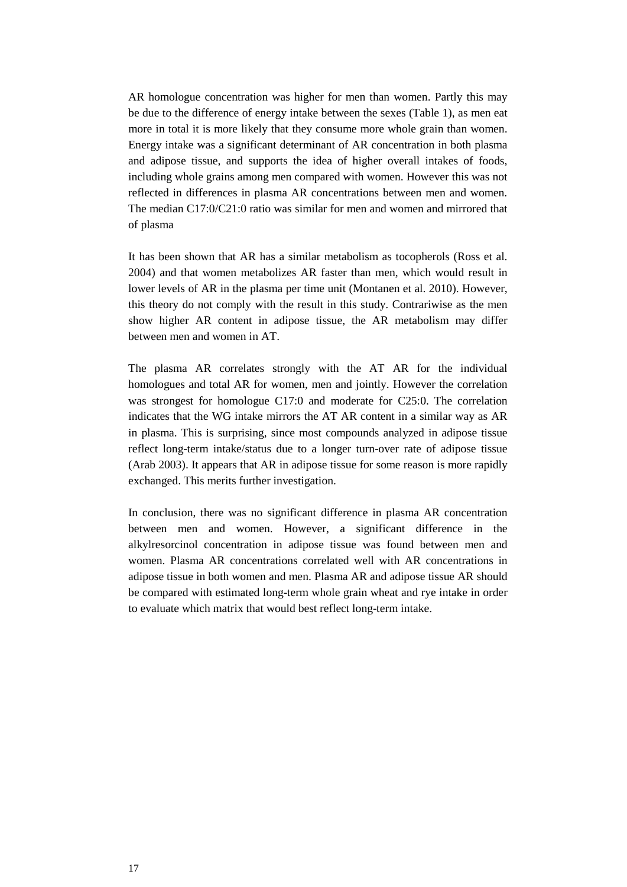AR homologue concentration was higher for men than women. Partly this may be due to the difference of energy intake between the sexes (Table 1), as men eat more in total it is more likely that they consume more whole grain than women. Energy intake was a significant determinant of AR concentration in both plasma and adipose tissue, and supports the idea of higher overall intakes of foods, including whole grains among men compared with women. However this was not reflected in differences in plasma AR concentrations between men and women. The median C17:0/C21:0 ratio was similar for men and women and mirrored that of plasma

It has been shown that AR has a similar metabolism as tocopherols (Ross et al. 2004) and that women metabolizes AR faster than men, which would result in lower levels of AR in the plasma per time unit (Montanen et al. 2010). However, this theory do not comply with the result in this study. Contrariwise as the men show higher AR content in adipose tissue, the AR metabolism may differ between men and women in AT.

The plasma AR correlates strongly with the AT AR for the individual homologues and total AR for women, men and jointly. However the correlation was strongest for homologue C17:0 and moderate for C25:0. The correlation indicates that the WG intake mirrors the AT AR content in a similar way as AR in plasma. This is surprising, since most compounds analyzed in adipose tissue reflect long-term intake/status due to a longer turn-over rate of adipose tissue (Arab 2003). It appears that AR in adipose tissue for some reason is more rapidly exchanged. This merits further investigation.

In conclusion, there was no significant difference in plasma AR concentration between men and women. However, a significant difference in the alkylresorcinol concentration in adipose tissue was found between men and women. Plasma AR concentrations correlated well with AR concentrations in adipose tissue in both women and men. Plasma AR and adipose tissue AR should be compared with estimated long-term whole grain wheat and rye intake in order to evaluate which matrix that would best reflect long-term intake.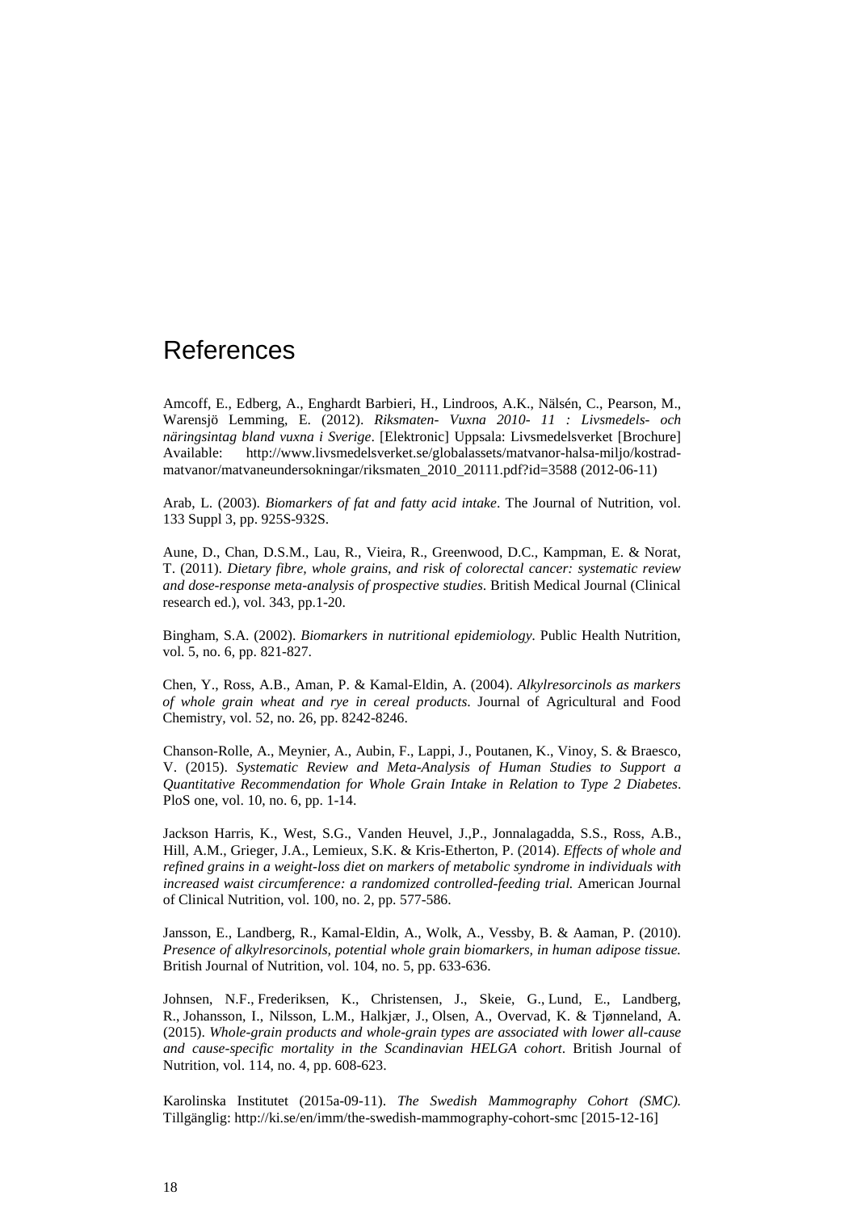# References

Amcoff, E., Edberg, A., Enghardt Barbieri, H., Lindroos, A.K., Nälsén, C., Pearson, M., Warensjö Lemming, E. (2012). *Riksmaten- Vuxna 2010- 11 : Livsmedels- och näringsintag bland vuxna i Sverige*. [Elektronic] Uppsala: Livsmedelsverket [Brochure] Available: http://www.livsmedelsverket.se/globalassets/matvanor-halsa-miljo/kostrad-matvanor/matvaneundersokningar/riksmaten_2010_20111.pdf?id=3588 (2012-06-11)

Arab, L. (2003). *Biomarkers of fat and fatty acid intake*. The Journal of Nutrition, vol. 133 Suppl 3, pp. 925S-932S.

Aune, D., Chan, D.S.M., Lau, R., Vieira, R., Greenwood, D.C., Kampman, E. & Norat, T. (2011). *Dietary fibre, whole grains, and risk of colorectal cancer: systematic review and dose-response meta-analysis of prospective studies*. British Medical Journal (Clinical research ed.), vol. 343, pp.1-20.

Bingham, S.A. (2002). *Biomarkers in nutritional epidemiology*. Public Health Nutrition, vol. 5, no. 6, pp. 821-827.

Chen, Y., Ross, A.B., Aman, P. & Kamal-Eldin, A. (2004). *Alkylresorcinols as markers of whole grain wheat and rye in cereal products*. Journal of Agricultural and Food Chemistry, vol. 52, no. 26, pp. 8242-8246.

Chanson-Rolle, A., Meynier, A., Aubin, F., Lappi, J., Poutanen, K., Vinoy, S. & Braesco, V. (2015). *Systematic Review and Meta-Analysis of Human Studies to Support a Quantitative Recommendation for Whole Grain Intake in Relation to Type 2 Diabetes*. PloS one, vol. 10, no. 6, pp. 1-14.

Jackson Harris, K., West, S.G., Vanden Heuvel, J.,P., Jonnalagadda, S.S., Ross, A.B., Hill, A.M., Grieger, J.A., Lemieux, S.K. & Kris-Etherton, P. (2014). *Effects of whole and refined grains in a weight-loss diet on markers of metabolic syndrome in individuals with increased waist circumference: a randomized controlled-feeding trial.* American Journal of Clinical Nutrition, vol. 100, no. 2, pp. 577-586.

Jansson, E., Landberg, R., Kamal-Eldin, A., Wolk, A., Vessby, B. & Aaman, P. (2010). *Presence of alkylresorcinols, potential whole grain biomarkers, in human adipose tissue.* British Journal of Nutrition, vol. 104, no. 5, pp. 633-636.

Johnsen, N.F., Frederiksen, K., Christensen, J., Skeie, G., Lund, E., Landberg, R., Johansson, I., Nilsson, L.M., Halkjær, J., Olsen, A., Overvad, K. & Tjønneland, A. (2015). *Whole-grain products and whole-grain types are associated with lower all-cause and cause-specific mortality in the Scandinavian HELGA cohort*. British Journal of Nutrition, vol. 114, no. 4, pp. 608-623.

Karolinska Institutet (2015a-09-11). *The Swedish Mammography Cohort (SMC).* Tillgänglig: http://ki.se/en/imm/the-swedish-mammography-cohort-smc [2015-12-16]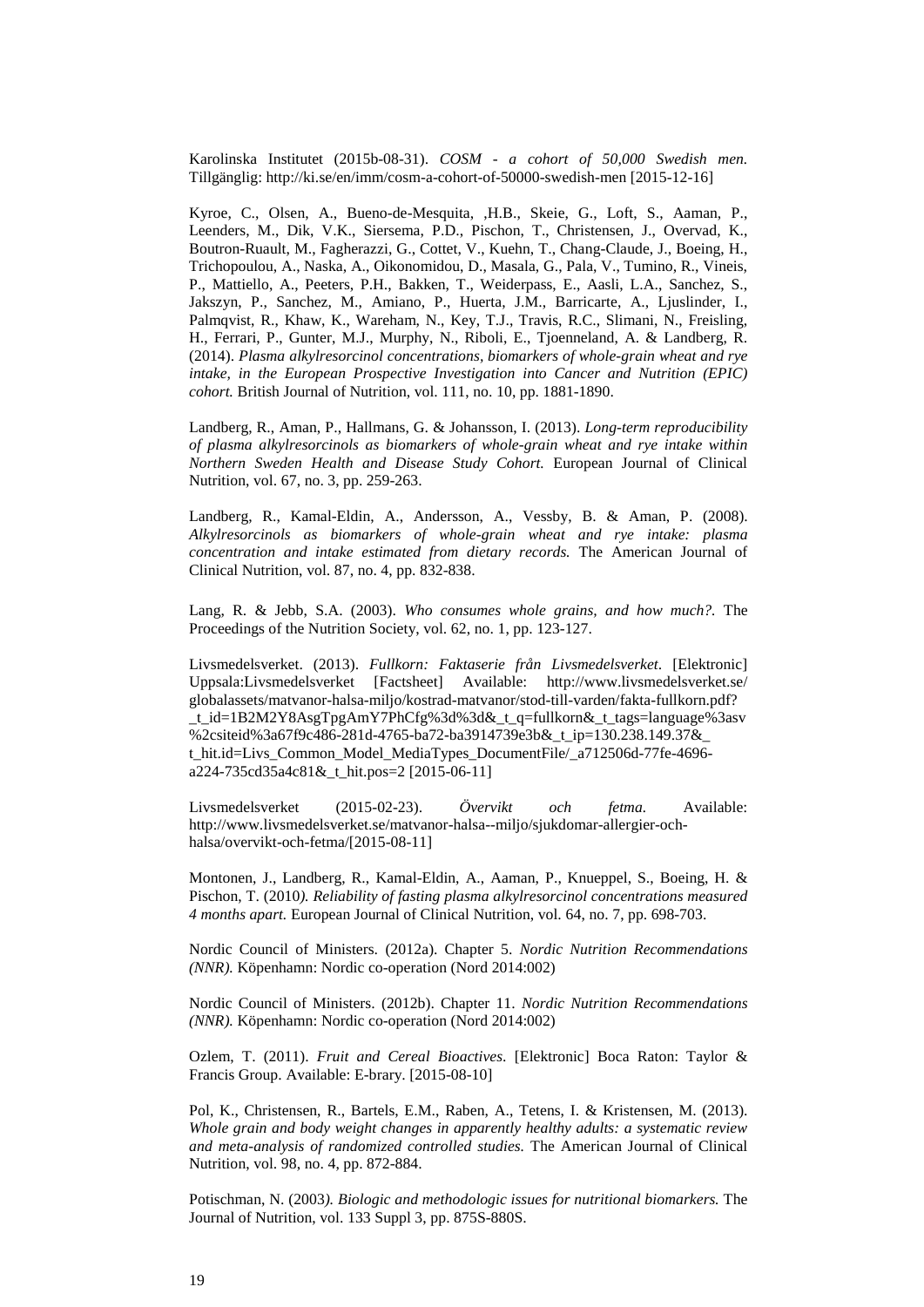Karolinska Institutet (2015b-08-31). *COSM - a cohort of 50,000 Swedish men.* Tillgänglig: http://ki.se/en/imm/cosm-a-cohort-of-50000-swedish-men [2015-12-16]

Kyroe, C., Olsen, A., Bueno-de-Mesquita, ,H.B., Skeie, G., Loft, S., Aaman, P., Leenders, M., Dik, V.K., Siersema, P.D., Pischon, T., Christensen, J., Overvad, K., Boutron-Ruault, M., Fagherazzi, G., Cottet, V., Kuehn, T., Chang-Claude, J., Boeing, H., Trichopoulou, A., Naska, A., Oikonomidou, D., Masala, G., Pala, V., Tumino, R., Vineis, P., Mattiello, A., Peeters, P.H., Bakken, T., Weiderpass, E., Aasli, L.A., Sanchez, S., Jakszyn, P., Sanchez, M., Amiano, P., Huerta, J.M., Barricarte, A., Ljuslinder, I., Palmqvist, R., Khaw, K., Wareham, N., Key, T.J., Travis, R.C., Slimani, N., Freisling, H., Ferrari, P., Gunter, M.J., Murphy, N., Riboli, E., Tjoenneland, A. & Landberg, R. (2014). *Plasma alkylresorcinol concentrations, biomarkers of whole-grain wheat and rye intake, in the European Prospective Investigation into Cancer and Nutrition (EPIC) cohort.* British Journal of Nutrition, vol. 111, no. 10, pp. 1881-1890.

Landberg, R., Aman, P., Hallmans, G. & Johansson, I. (2013). *Long-term reproducibility of plasma alkylresorcinols as biomarkers of whole-grain wheat and rye intake within Northern Sweden Health and Disease Study Cohort.* European Journal of Clinical Nutrition, vol. 67, no. 3, pp. 259-263.

Landberg, R., Kamal-Eldin, A., Andersson, A., Vessby, B. & Aman, P. (2008). *Alkylresorcinols as biomarkers of whole-grain wheat and rye intake: plasma concentration and intake estimated from dietary records.* The American Journal of Clinical Nutrition, vol. 87, no. 4, pp. 832-838.

Lang, R. & Jebb, S.A. (2003). *Who consumes whole grains, and how much?.* The Proceedings of the Nutrition Society, vol. 62, no. 1, pp. 123-127.

Livsmedelsverket. (2013). *Fullkorn: Faktaserie från Livsmedelsverket*. [Elektronic] Uppsala:Livsmedelsverket [Factsheet] Available: http://www.livsmedelsverket.se/globalassets/matvanor-halsa-miljo/kostrad-matvanor/stod-till-varden/fakta-fullkorn.pdf?_t_id=1B2M2Y8AsgTpgAmY7PhCfg%3d%3d&_t_q=fullkorn&_t_tags=language%3asv%2csiteid%3a67f9c486-281d-4765-ba72-ba3914739e3b&_t_ip=130.238.149.37&_t_hit.id=Livs_Common_Model_MediaTypes_DocumentFile/_a712506d-77fe-4696-a224-735cd35a4c81&_t_hit.pos=2 [2015-06-11]

Livsmedelsverket (2015-02-23). *Övervikt och fetma.* Available: http://www.livsmedelsverket.se/matvanor-halsa--miljo/sjukdomar-allergier-och-halsa/overvikt-och-fetma/[2015-08-11]

Montonen, J., Landberg, R., Kamal-Eldin, A., Aaman, P., Knueppel, S., Boeing, H. & Pischon, T. (2010*). Reliability of fasting plasma alkylresorcinol concentrations measured 4 months apart.* European Journal of Clinical Nutrition, vol. 64, no. 7, pp. 698-703.

Nordic Council of Ministers. (2012a). Chapter 5. *Nordic Nutrition Recommendations (NNR).* Köpenhamn: Nordic co-operation (Nord 2014:002)

Nordic Council of Ministers. (2012b). Chapter 11. *Nordic Nutrition Recommendations (NNR).* Köpenhamn: Nordic co-operation (Nord 2014:002)

Ozlem, T. (2011). *Fruit and Cereal Bioactives.* [Elektronic] Boca Raton: Taylor & Francis Group. Available: E-brary. [2015-08-10]

Pol, K., Christensen, R., Bartels, E.M., Raben, A., Tetens, I. & Kristensen, M. (2013). *Whole grain and body weight changes in apparently healthy adults: a systematic review and meta-analysis of randomized controlled studies.* The American Journal of Clinical Nutrition, vol. 98, no. 4, pp. 872-884.

Potischman, N. (2003*). Biologic and methodologic issues for nutritional biomarkers.* The Journal of Nutrition, vol. 133 Suppl 3, pp. 875S-880S.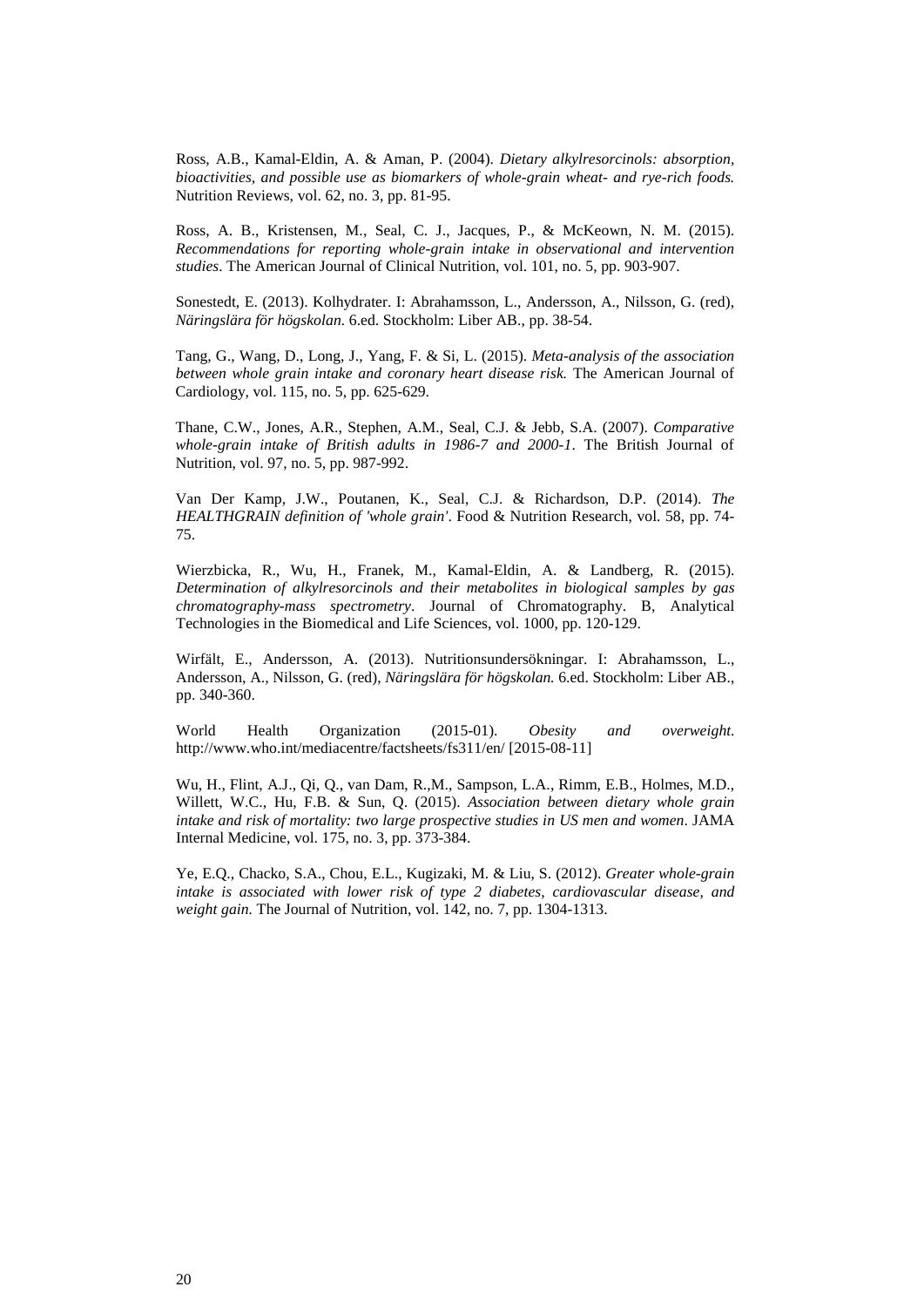Ross, A.B., Kamal-Eldin, A. & Aman, P. (2004). *Dietary alkylresorcinols: absorption, bioactivities, and possible use as biomarkers of whole-grain wheat- and rye-rich foods.* Nutrition Reviews, vol. 62, no. 3, pp. 81-95.

Ross, A. B., Kristensen, M., Seal, C. J., Jacques, P., & McKeown, N. M. (2015). *Recommendations for reporting whole-grain intake in observational and intervention studies*. The American Journal of Clinical Nutrition, vol. 101, no. 5, pp. 903-907.

Sonestedt, E. (2013). Kolhydrater. I: Abrahamsson, L., Andersson, A., Nilsson, G. (red), *Näringslära för högskolan.* 6.ed. Stockholm: Liber AB., pp. 38-54.

Tang, G., Wang, D., Long, J., Yang, F. & Si, L. (2015). *Meta-analysis of the association between whole grain intake and coronary heart disease risk.* The American Journal of Cardiology, vol. 115, no. 5, pp. 625-629.

Thane, C.W., Jones, A.R., Stephen, A.M., Seal, C.J. & Jebb, S.A. (2007). *Comparative whole-grain intake of British adults in 1986-7 and 2000-1*. The British Journal of Nutrition, vol. 97, no. 5, pp. 987-992.

Van Der Kamp, J.W., Poutanen, K., Seal, C.J. & Richardson, D.P. (2014). *The HEALTHGRAIN definition of 'whole grain'*. Food & Nutrition Research, vol. 58, pp. 74-75.

Wierzbicka, R., Wu, H., Franek, M., Kamal-Eldin, A. & Landberg, R. (2015). *Determination of alkylresorcinols and their metabolites in biological samples by gas chromatography-mass spectrometry*. Journal of Chromatography. B, Analytical Technologies in the Biomedical and Life Sciences, vol. 1000, pp. 120-129.

Wirfält, E., Andersson, A. (2013). Nutritionsundersökningar. I: Abrahamsson, L., Andersson, A., Nilsson, G. (red), *Näringslära för högskolan.* 6.ed. Stockholm: Liber AB., pp. 340-360.

World Health Organization (2015-01). *Obesity and overweight.* http://www.who.int/mediacentre/factsheets/fs311/en/ [2015-08-11]

Wu, H., Flint, A.J., Qi, Q., van Dam, R.,M., Sampson, L.A., Rimm, E.B., Holmes, M.D., Willett, W.C., Hu, F.B. & Sun, Q. (2015). *Association between dietary whole grain intake and risk of mortality: two large prospective studies in US men and women*. JAMA Internal Medicine, vol. 175, no. 3, pp. 373-384.

Ye, E.Q., Chacko, S.A., Chou, E.L., Kugizaki, M. & Liu, S. (2012). *Greater whole-grain intake is associated with lower risk of type 2 diabetes, cardiovascular disease, and weight gain.* The Journal of Nutrition, vol. 142, no. 7, pp. 1304-1313.